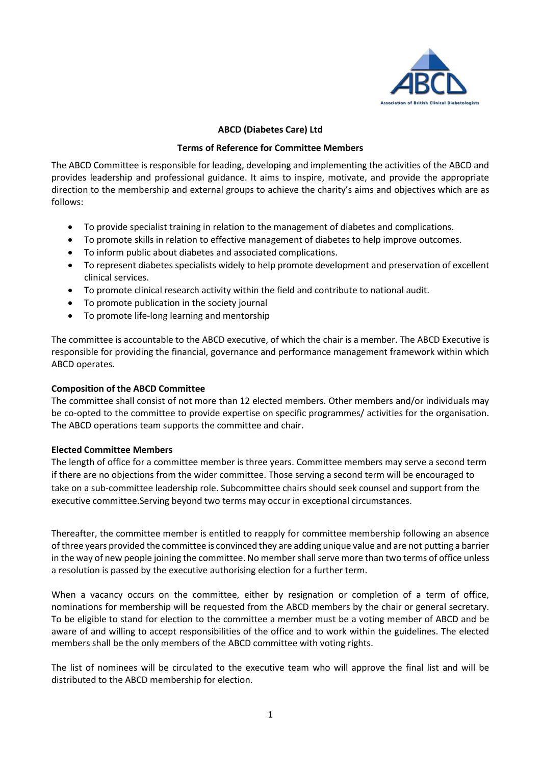**ABCD (Diabetes Care) Ltd**

**Terms of Reference for Committee Members**

The ABCD Committee is responsible for leading, developing and implementing the activities of the ABCD and provides leadership and professional guidance. It aims to inspire, motivate, and provide the appropriate direction to the membership and external groups to achieve the charity's aims and objectives which are as follows:

- To provide specialist training in relation to the management of diabetes and complications.
- To promote skills in relation to effective management of diabetes to help improve outcomes.
- To inform public about diabetes and associated complications.
- To represent diabetes specialists widely to help promote development and preservation of excellent clinical services.
- To promote clinical research activity within the field and contribute to national audit.
- To promote publication in the society journal
- To promote life-long learning and mentorship

The committee is accountable to the ABCD executive, of which the chair is a member. The ABCD Executive is responsible for providing the financial, governance and performance management framework within which ABCD operates.

**Composition of the ABCD Committee**

The committee shall consist of not more than 12 elected members. Other members and/or individuals may be co-opted to the committee to provide expertise on specific programmes/ activities for the organisation. The ABCD operations team supports the committee and chair.

**Elected Committee Members**

The length of office for a committee member is three years. Committee members may serve a second term if there are no objections from the wider committee. Those serving a second term will be encouraged to take on a sub-committee leadership role. Subcommittee chairs should seek counsel and support from the executive committee.Serving beyond two terms may occur in exceptional circumstances.

Thereafter, the committee member is entitled to reapply for committee membership following an absence of three years provided the committee is convinced they are adding unique value and are not putting a barrier in the way of new people joining the committee. No member shall serve more than two terms of office unless a resolution is passed by the executive authorising election for a further term.

When a vacancy occurs on the committee, either by resignation or completion of a term of office, nominations for membership will be requested from the ABCD members by the chair or general secretary. To be eligible to stand for election to the committee a member must be a voting member of ABCD and be aware of and willing to accept responsibilities of the office and to work within the guidelines. The elected members shall be the only members of the ABCD committee with voting rights.

The list of nominees will be circulated to the executive team who will approve the final list and will be distributed to the ABCD membership for election.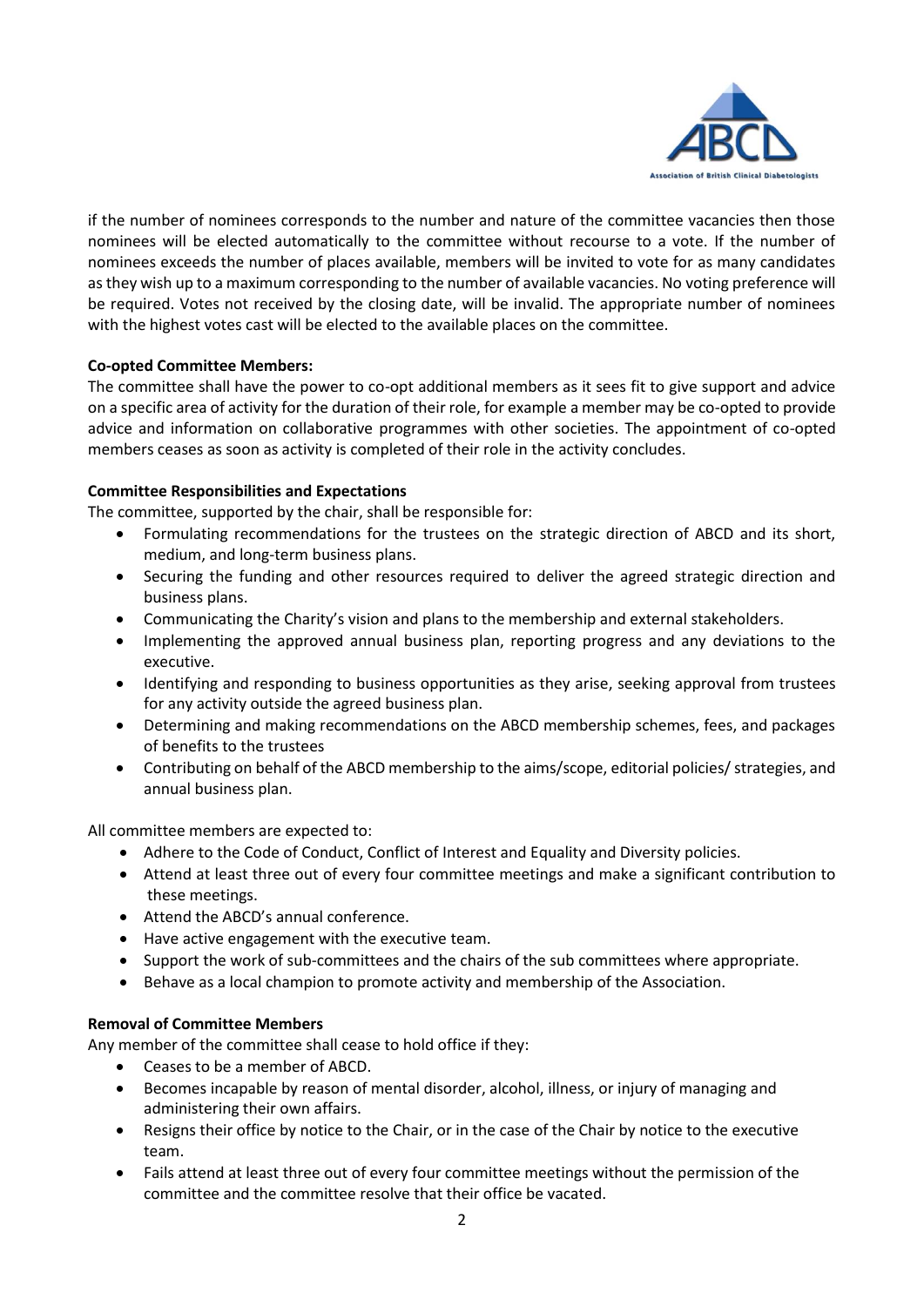if the number of nominees corresponds to the number and nature of the committee vacancies then those nominees will be elected automatically to the committee without recourse to a vote. If the number of nominees exceeds the number of places available, members will be invited to vote for as many candidates as they wish up to a maximum corresponding to the number of available vacancies. No voting preference will be required. Votes not received by the closing date, will be invalid. The appropriate number of nominees with the highest votes cast will be elected to the available places on the committee.

**Co-opted Committee Members:**

The committee shall have the power to co-opt additional members as it sees fit to give support and advice on a specific area of activity for the duration of their role, for example a member may be co-opted to provide advice and information on collaborative programmes with other societies. The appointment of co-opted members ceases as soon as activity is completed of their role in the activity concludes.

**Committee Responsibilities and Expectations**

The committee, supported by the chair, shall be responsible for:

- Formulating recommendations for the trustees on the strategic direction of ABCD and its short, medium, and long-term business plans.
- Securing the funding and other resources required to deliver the agreed strategic direction and business plans.
- Communicating the Charity's vision and plans to the membership and external stakeholders.
- Implementing the approved annual business plan, reporting progress and any deviations to the executive.
- Identifying and responding to business opportunities as they arise, seeking approval from trustees for any activity outside the agreed business plan.
- Determining and making recommendations on the ABCD membership schemes, fees, and packages of benefits to the trustees
- Contributing on behalf of the ABCD membership to the aims/scope, editorial policies/ strategies, and annual business plan.

All committee members are expected to:

- Adhere to the Code of Conduct, Conflict of Interest and Equality and Diversity policies.
- Attend at least three out of every four committee meetings and make a significant contribution to these meetings.
- Attend the ABCD's annual conference.
- Have active engagement with the executive team.
- Support the work of sub-committees and the chairs of the sub committees where appropriate.
- Behave as a local champion to promote activity and membership of the Association.

**Removal of Committee Members**

Any member of the committee shall cease to hold office if they:

- Ceases to be a member of ABCD.
- Becomes incapable by reason of mental disorder, alcohol, illness, or injury of managing and administering their own affairs.
- Resigns their office by notice to the Chair, or in the case of the Chair by notice to the executive team.
- Fails attend at least three out of every four committee meetings without the permission of the committee and the committee resolve that their office be vacated.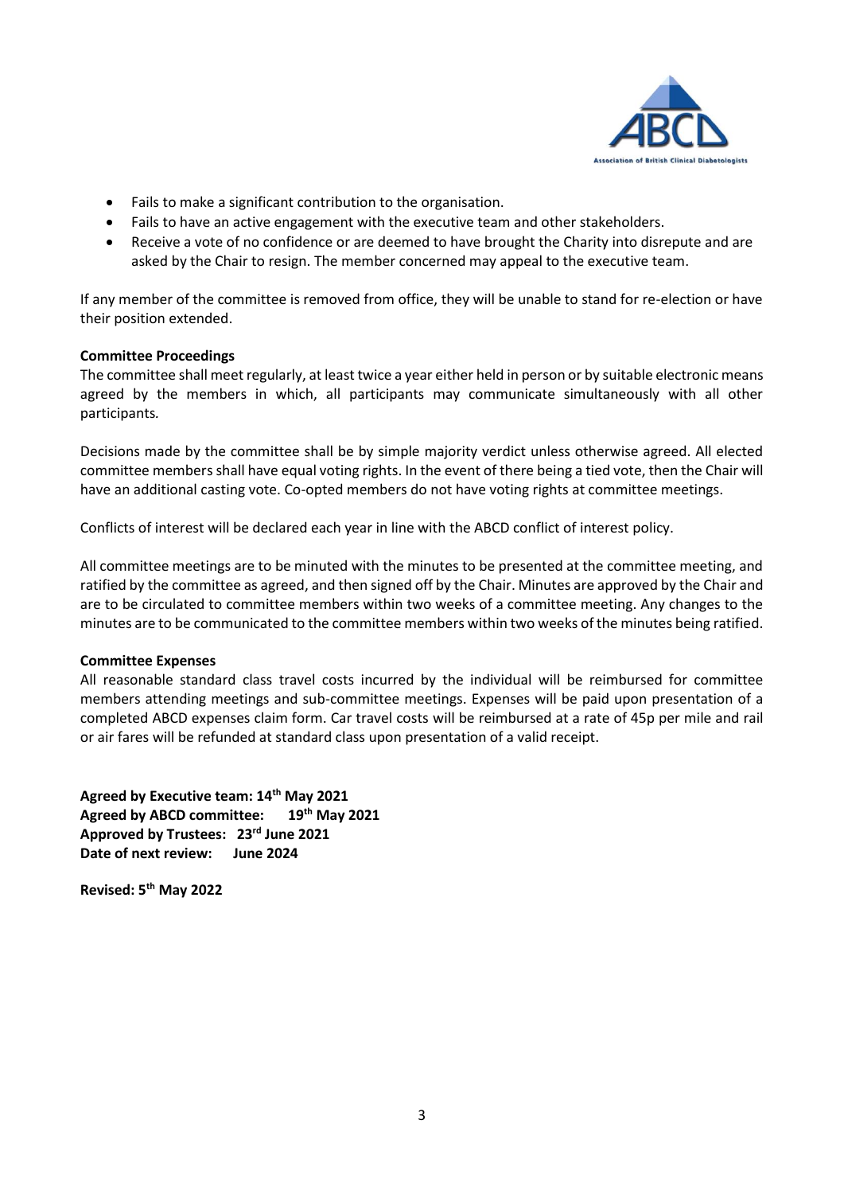- Fails to make a significant contribution to the organisation.
- Fails to have an active engagement with the executive team and other stakeholders.
- Receive a vote of no confidence or are deemed to have brought the Charity into disrepute and are asked by the Chair to resign. The member concerned may appeal to the executive team.

If any member of the committee is removed from office, they will be unable to stand for re-election or have their position extended.

**Committee Proceedings**

The committee shall meet regularly, at least twice a year either held in person or by suitable electronic means agreed by the members in which, all participants may communicate simultaneously with all other participants.

Decisions made by the committee shall be by simple majority verdict unless otherwise agreed. All elected committee members shall have equal voting rights. In the event of there being a tied vote, then the Chair will have an additional casting vote. Co-opted members do not have voting rights at committee meetings.

Conflicts of interest will be declared each year in line with the ABCD conflict of interest policy.

All committee meetings are to be minuted with the minutes to be presented at the committee meeting, and ratified by the committee as agreed, and then signed off by the Chair. Minutes are approved by the Chair and are to be circulated to committee members within two weeks of a committee meeting. Any changes to the minutes are to be communicated to the committee members within two weeks of the minutes being ratified.

**Committee Expenses**

All reasonable standard class travel costs incurred by the individual will be reimbursed for committee members attending meetings and sub-committee meetings. Expenses will be paid upon presentation of a completed ABCD expenses claim form. Car travel costs will be reimbursed at a rate of 45p per mile and rail or air fares will be refunded at standard class upon presentation of a valid receipt.

**Agreed by Executive team: 14th May 2021**
**Agreed by ABCD committee: 19th May 2021**
**Approved by Trustees: 23rd June 2021**
**Date of next review: June 2024**

**Revised: 5th May 2022**